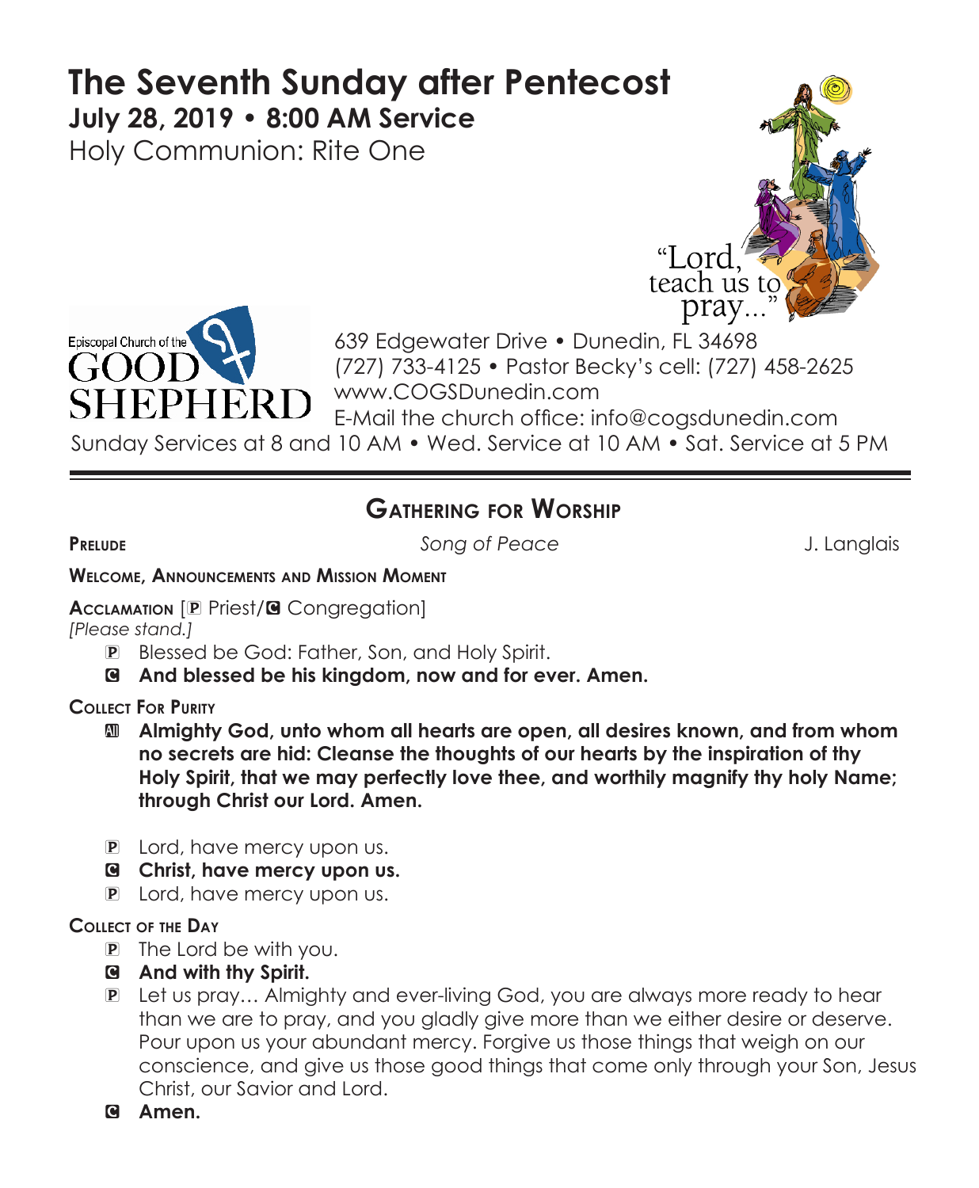# The Seventh Sunday after Pentecost

**July 28, 2019 • 8:00 AM Service**

Holy Communion: Rite One

"Lord, teach us to pray..."

Episcopal Church of the GOOD SHEPHERD

639 Edgewater Drive • Dunedin, FL 34698
(727) 733-4125 • Pastor Becky's cill: (727) 458-2625
www.COGSDunedin.com
E-Mail the church office: info@cogsdunedin.com

Sunday Services at 8 and 10 AM • Wed. Service at 10 AM • Sat. Service at 5 PM

## Gathering for Worship

**Prelude** *Song of Peace* J. Langlais

**Welcome, Announcements and Mission Moment**

**Acclamation** [P Priest/C Congregation]
*[Please stand.]*

P Blessed be God: Father, Son, and Holy Spirit.
**C And blessed be his kingdom, now and for ever. Amen.**

**Collect For Purity**

**All Almighty God, unto whom all hearts are open, all desires known, and from whom no secrets are hid: Cleanse the thoughts of our hearts by the inspiration of thy Holy Spirit, that we may perfectly love thee, and worthily magnify thy holy Name; through Christ our Lord. Amen.**

P Lord, have mercy upon us.
**C Christ, have mercy upon us.**
P Lord, have mercy upon us.

**Collect of the Day**

P The Lord be with you.
**C And with thy Spirit.**
P Let us pray… Almighty and ever-living God, you are always more ready to hear than we are to pray, and you gladly give more than we either desire or deserve. Pour upon us your abundant mercy. Forgive us those things that weigh on our conscience, and give us those good things that come only through your Son, Jesus Christ, our Savior and Lord.
**C Amen.**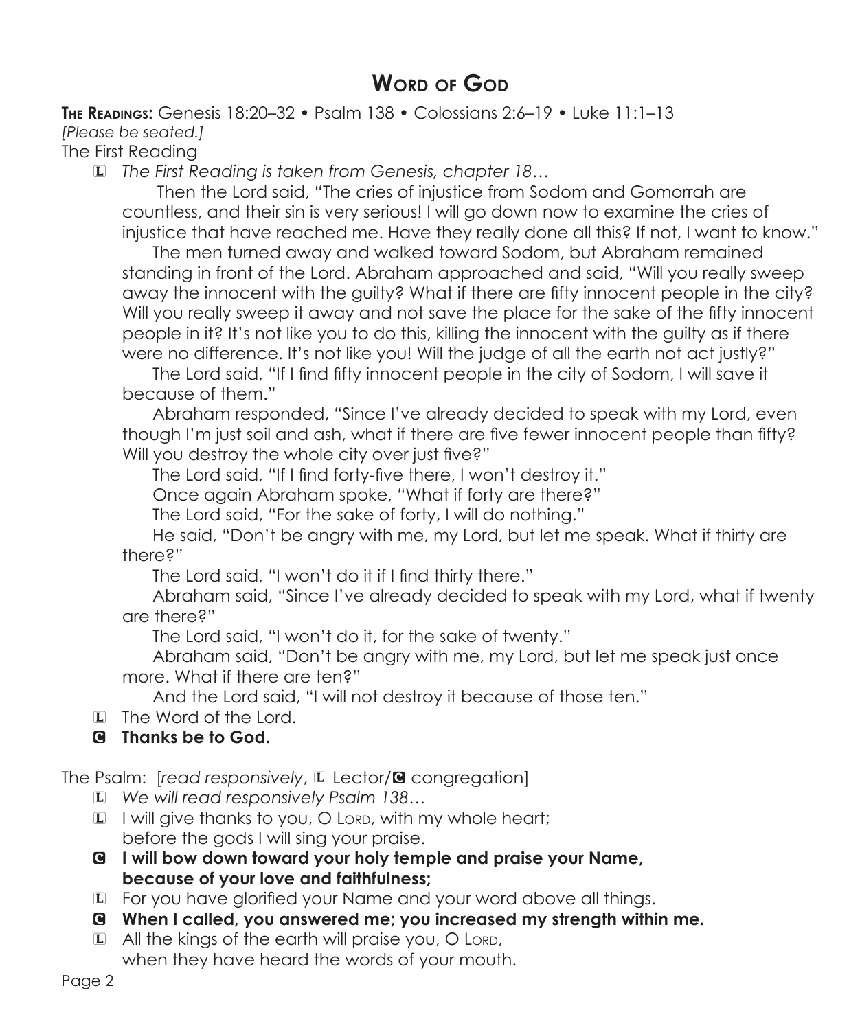# Word of God

**The Readings:** Genesis 18:20–32 • Psalm 138 • Colossians 2:6–19 • Luke 11:1–13

*[Please be seated.]*

The First Reading

L *The First Reading is taken from Genesis, chapter 18…*

Then the Lord said, "The cries of injustice from Sodom and Gomorrah are countless, and their sin is very serious! I will go down now to examine the cries of injustice that have reached me. Have they really done all this? If not, I want to know."

The men turned away and walked toward Sodom, but Abraham remained standing in front of the Lord. Abraham approached and said, "Will you really sweep away the innocent with the guilty? What if there are fifty innocent people in the city? Will you really sweep it away and not save the place for the sake of the fifty innocent people in it? It's not like you to do this, killing the innocent with the guilty as if there were no difference. It's not like you! Will the judge of all the earth not act justly?"

The Lord said, "If I find fifty innocent people in the city of Sodom, I will save it because of them."

Abraham responded, "Since I've already decided to speak with my Lord, even though I'm just soil and ash, what if there are five fewer innocent people than fifty? Will you destroy the whole city over just five?"

The Lord said, "If I find forty-five there, I won't destroy it."

Once again Abraham spoke, "What if forty are there?"

The Lord said, "For the sake of forty, I will do nothing."

He said, "Don't be angry with me, my Lord, but let me speak. What if thirty are there?"

The Lord said, "I won't do it if I find thirty there."

Abraham said, "Since I've already decided to speak with my Lord, what if twenty are there?"

The Lord said, "I won't do it, for the sake of twenty."

Abraham said, "Don't be angry with me, my Lord, but let me speak just once more. What if there are ten?"

And the Lord said, "I will not destroy it because of those ten."

L The Word of the Lord.

**C Thanks be to God.**

The Psalm: [*read responsively*, L Lector/C congregation]

L *We will read responsively Psalm 138…*

L I will give thanks to you, O Lord, with my whole heart;
before the gods I will sing your praise.

**C I will bow down toward your holy temple and praise your Name,**
**because of your love and faithfulness;**

L For you have glorified your Name and your word above all things.

**C When I called, you answered me; you increased my strength within me.**

L All the kings of the earth will praise you, O Lord,
when they have heard the words of your mouth.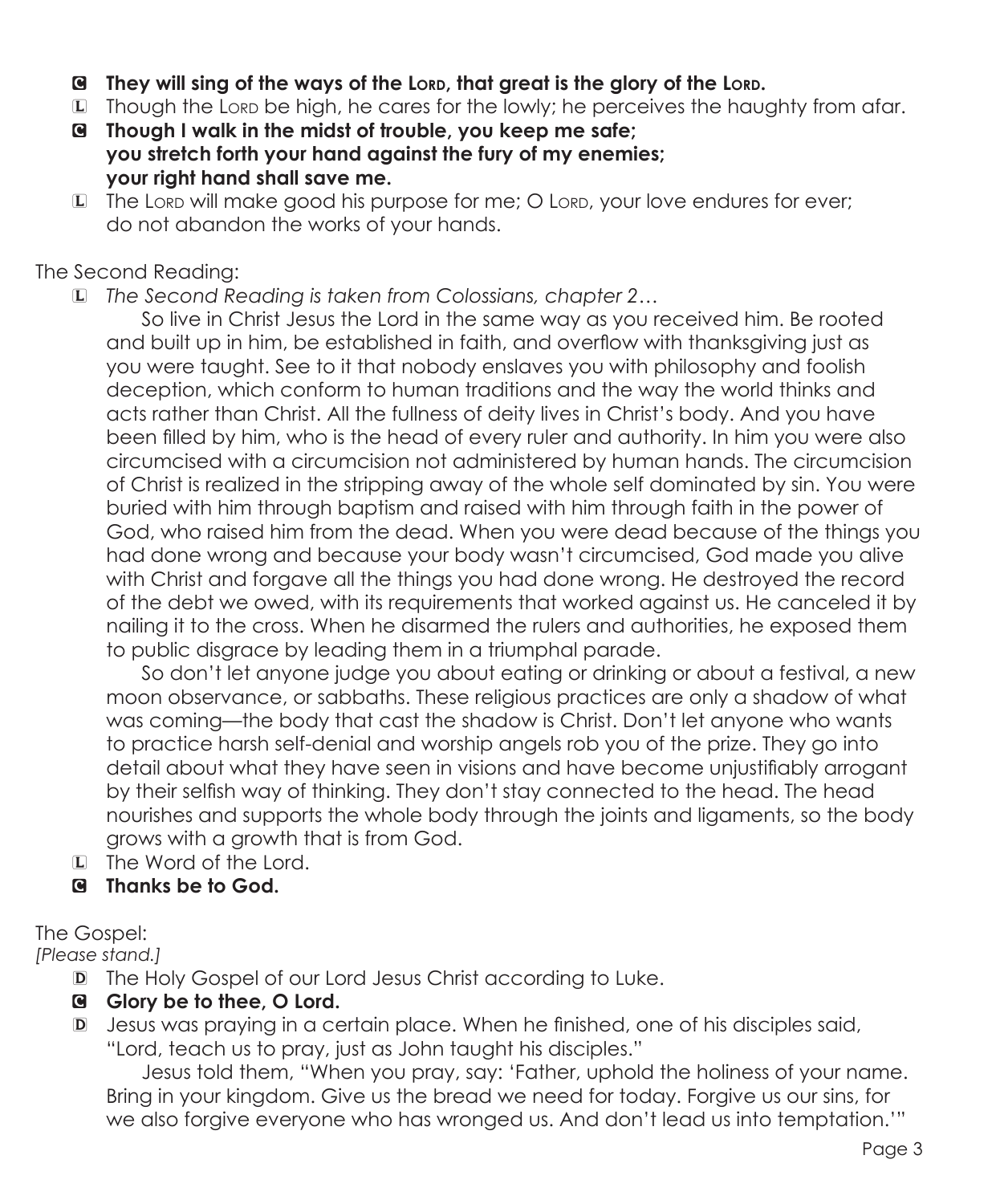C **They will sing of the ways of the LORD, that great is the glory of the LORD.**

L Though the LORD be high, he cares for the lowly; he perceives the haughty from afar.

C **Though I walk in the midst of trouble, you keep me safe;**
**you stretch forth your hand against the fury of my enemies;**
**your right hand shall save me.**

L The LORD will make good his purpose for me; O LORD, your love endures for ever; do not abandon the works of your hands.

The Second Reading:

L *The Second Reading is taken from Colossians, chapter 2…*

So live in Christ Jesus the Lord in the same way as you received him. Be rooted and built up in him, be established in faith, and overflow with thanksgiving just as you were taught. See to it that nobody enslaves you with philosophy and foolish deception, which conform to human traditions and the way the world thinks and acts rather than Christ. All the fullness of deity lives in Christ's body. And you have been filled by him, who is the head of every ruler and authority. In him you were also circumcised with a circumcision not administered by human hands. The circumcision of Christ is realized in the stripping away of the whole self dominated by sin. You were buried with him through baptism and raised with him through faith in the power of God, who raised him from the dead. When you were dead because of the things you had done wrong and because your body wasn't circumcised, God made you alive with Christ and forgave all the things you had done wrong. He destroyed the record of the debt we owed, with its requirements that worked against us. He canceled it by nailing it to the cross. When he disarmed the rulers and authorities, he exposed them to public disgrace by leading them in a triumphal parade.

So don't let anyone judge you about eating or drinking or about a festival, a new moon observance, or sabbaths. These religious practices are only a shadow of what was coming—the body that cast the shadow is Christ. Don't let anyone who wants to practice harsh self-denial and worship angels rob you of the prize. They go into detail about what they have seen in visions and have become unjustifiably arrogant by their selfish way of thinking. They don't stay connected to the head. The head nourishes and supports the whole body through the joints and ligaments, so the body grows with a growth that is from God.

L The Word of the Lord.

C **Thanks be to God.**

The Gospel:

*[Please stand.]*

D The Holy Gospel of our Lord Jesus Christ according to Luke.

C **Glory be to thee, O Lord.**

D Jesus was praying in a certain place. When he finished, one of his disciples said, "Lord, teach us to pray, just as John taught his disciples."

Jesus told them, "When you pray, say: 'Father, uphold the holiness of your name. Bring in your kingdom. Give us the bread we need for today. Forgive us our sins, for we also forgive everyone who has wronged us. And don't lead us into temptation.'"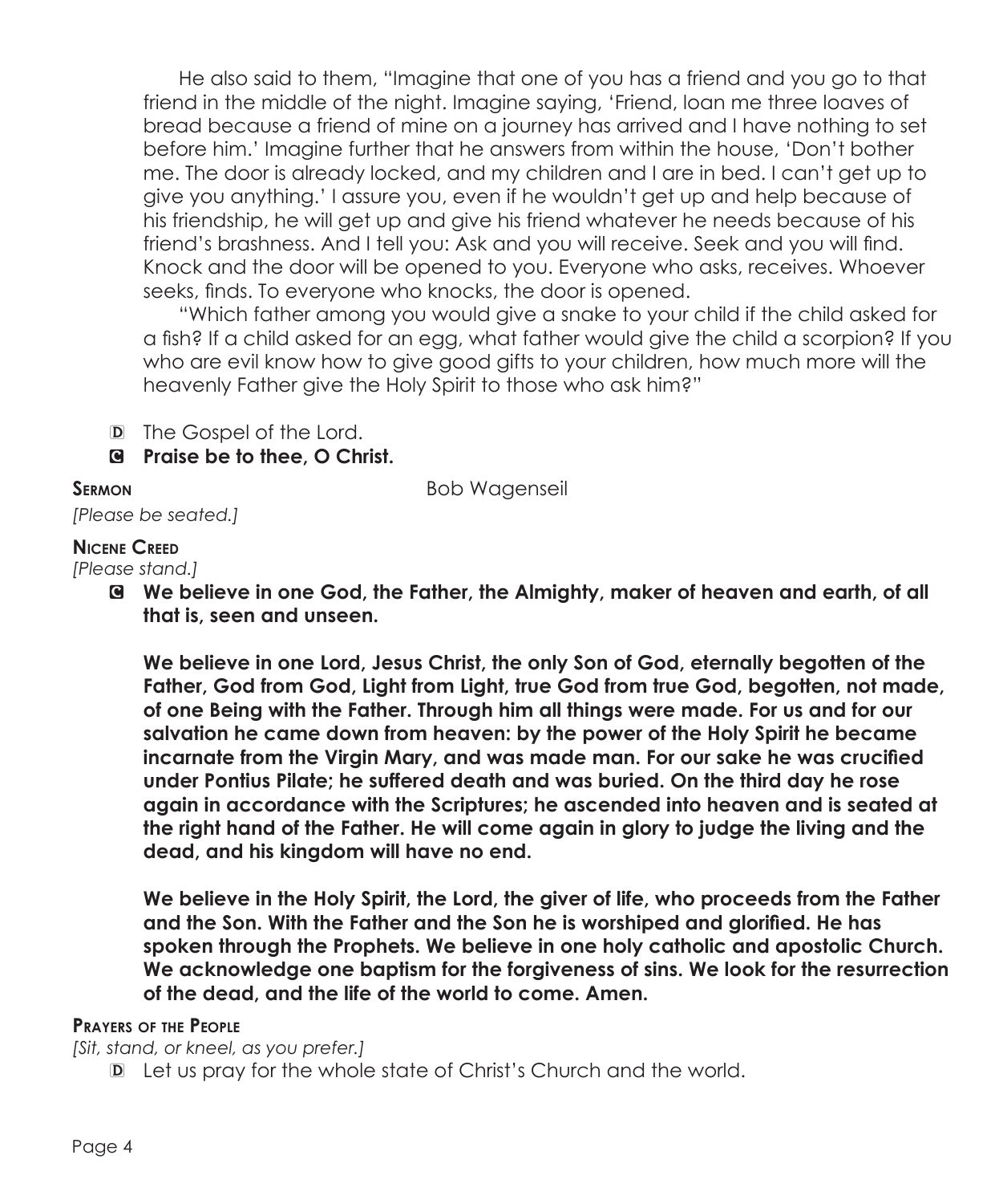He also said to them, "Imagine that one of you has a friend and you go to that friend in the middle of the night. Imagine saying, 'Friend, loan me three loaves of bread because a friend of mine on a journey has arrived and I have nothing to set before him.' Imagine further that he answers from within the house, 'Don't bother me. The door is already locked, and my children and I are in bed. I can't get up to give you anything.' I assure you, even if he wouldn't get up and help because of his friendship, he will get up and give his friend whatever he needs because of his friend's brashness. And I tell you: Ask and you will receive. Seek and you will find. Knock and the door will be opened to you. Everyone who asks, receives. Whoever seeks, finds. To everyone who knocks, the door is opened.

"Which father among you would give a snake to your child if the child asked for a fish? If a child asked for an egg, what father would give the child a scorpion? If you who are evil know how to give good gifts to your children, how much more will the heavenly Father give the Holy Spirit to those who ask him?"

D The Gospel of the Lord.

C **Praise be to thee, O Christ.**

**Sermon** Bob Wagenseil

*[Please be seated.]*

**Nicene Creed**

*[Please stand.]*

C **We believe in one God, the Father, the Almighty, maker of heaven and earth, of all that is, seen and unseen.**

**We believe in one Lord, Jesus Christ, the only Son of God, eternally begotten of the Father, God from God, Light from Light, true God from true God, begotten, not made, of one Being with the Father. Through him all things were made. For us and for our salvation he came down from heaven: by the power of the Holy Spirit he became incarnate from the Virgin Mary, and was made man. For our sake he was crucified under Pontius Pilate; he suffered death and was buried. On the third day he rose again in accordance with the Scriptures; he ascended into heaven and is seated at the right hand of the Father. He will come again in glory to judge the living and the dead, and his kingdom will have no end.**

**We believe in the Holy Spirit, the Lord, the giver of life, who proceeds from the Father and the Son. With the Father and the Son he is worshiped and glorified. He has spoken through the Prophets. We believe in one holy catholic and apostolic Church. We acknowledge one baptism for the forgiveness of sins. We look for the resurrection of the dead, and the life of the world to come. Amen.**

**Prayers of the People**

*[Sit, stand, or kneel, as you prefer.]*

D Let us pray for the whole state of Christ's Church and the world.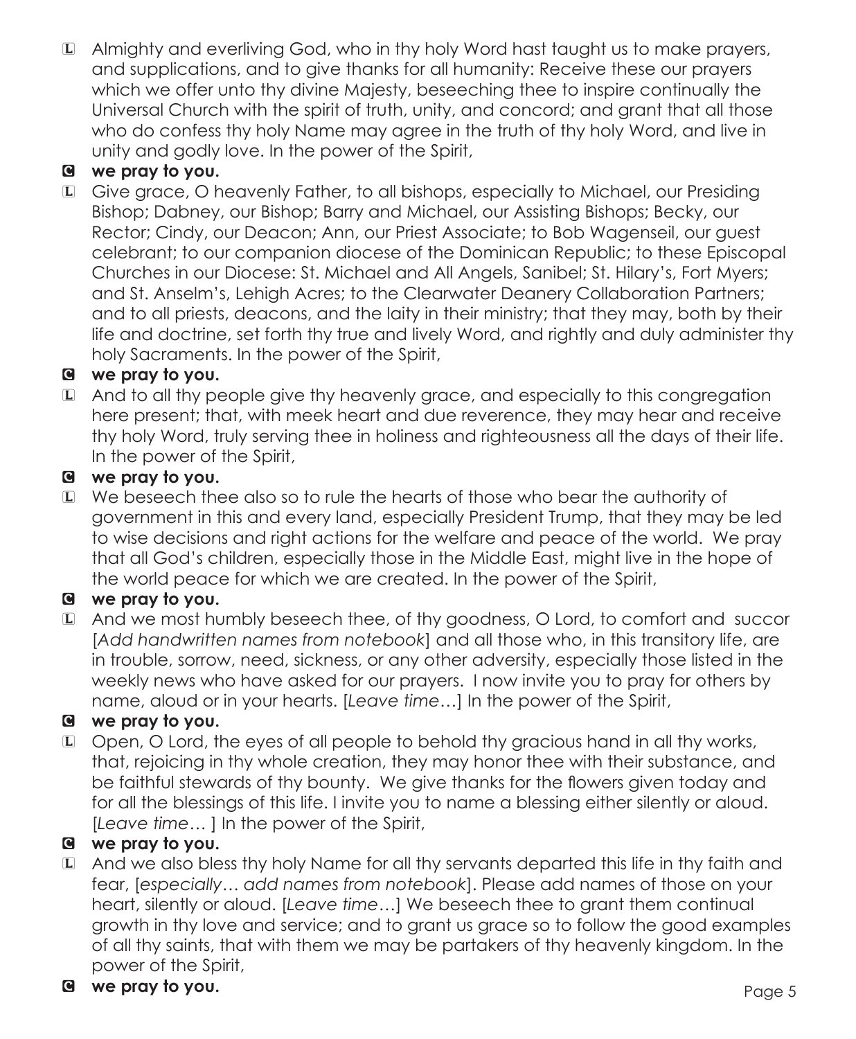L Almighty and everliving God, who in thy holy Word hast taught us to make prayers, and supplications, and to give thanks for all humanity: Receive these our prayers which we offer unto thy divine Majesty, beseeching thee to inspire continually the Universal Church with the spirit of truth, unity, and concord; and grant that all those who do confess thy holy Name may agree in the truth of thy holy Word, and live in unity and godly love. In the power of the Spirit,

**C we pray to you.**

L Give grace, O heavenly Father, to all bishops, especially to Michael, our Presiding Bishop; Dabney, our Bishop; Barry and Michael, our Assisting Bishops; Becky, our Rector; Cindy, our Deacon; Ann, our Priest Associate; to Bob Wagenseil, our guest celebrant; to our companion diocese of the Dominican Republic; to these Episcopal Churches in our Diocese: St. Michael and All Angels, Sanibel; St. Hilary's, Fort Myers; and St. Anselm's, Lehigh Acres; to the Clearwater Deanery Collaboration Partners; and to all priests, deacons, and the laity in their ministry; that they may, both by their life and doctrine, set forth thy true and lively Word, and rightly and duly administer thy holy Sacraments. In the power of the Spirit,

**C we pray to you.**

L And to all thy people give thy heavenly grace, and especially to this congregation here present; that, with meek heart and due reverence, they may hear and receive thy holy Word, truly serving thee in holiness and righteousness all the days of their life. In the power of the Spirit,

**C we pray to you.**

L We beseech thee also so to rule the hearts of those who bear the authority of government in this and every land, especially President Trump, that they may be led to wise decisions and right actions for the welfare and peace of the world. We pray that all God's children, especially those in the Middle East, might live in the hope of the world peace for which we are created. In the power of the Spirit,

**C we pray to you.**

L And we most humbly beseech thee, of thy goodness, O Lord, to comfort and succor [*Add handwritten names from notebook*] and all those who, in this transitory life, are in trouble, sorrow, need, sickness, or any other adversity, especially those listed in the weekly news who have asked for our prayers. I now invite you to pray for others by name, aloud or in your hearts. [*Leave time*…] In the power of the Spirit,

**C we pray to you.**

L Open, O Lord, the eyes of all people to behold thy gracious hand in all thy works, that, rejoicing in thy whole creation, they may honor thee with their substance, and be faithful stewards of thy bounty. We give thanks for the flowers given today and for all the blessings of this life. I invite you to name a blessing either silently or aloud. [*Leave time*… ] In the power of the Spirit,

**C we pray to you.**

L And we also bless thy holy Name for all thy servants departed this life in thy faith and fear, [*especially… add names from notebook*]. Please add names of those on your heart, silently or aloud. [*Leave time*…] We beseech thee to grant them continual growth in thy love and service; and to grant us grace so to follow the good examples of all thy saints, that with them we may be partakers of thy heavenly kingdom. In the power of the Spirit,

**C we pray to you.**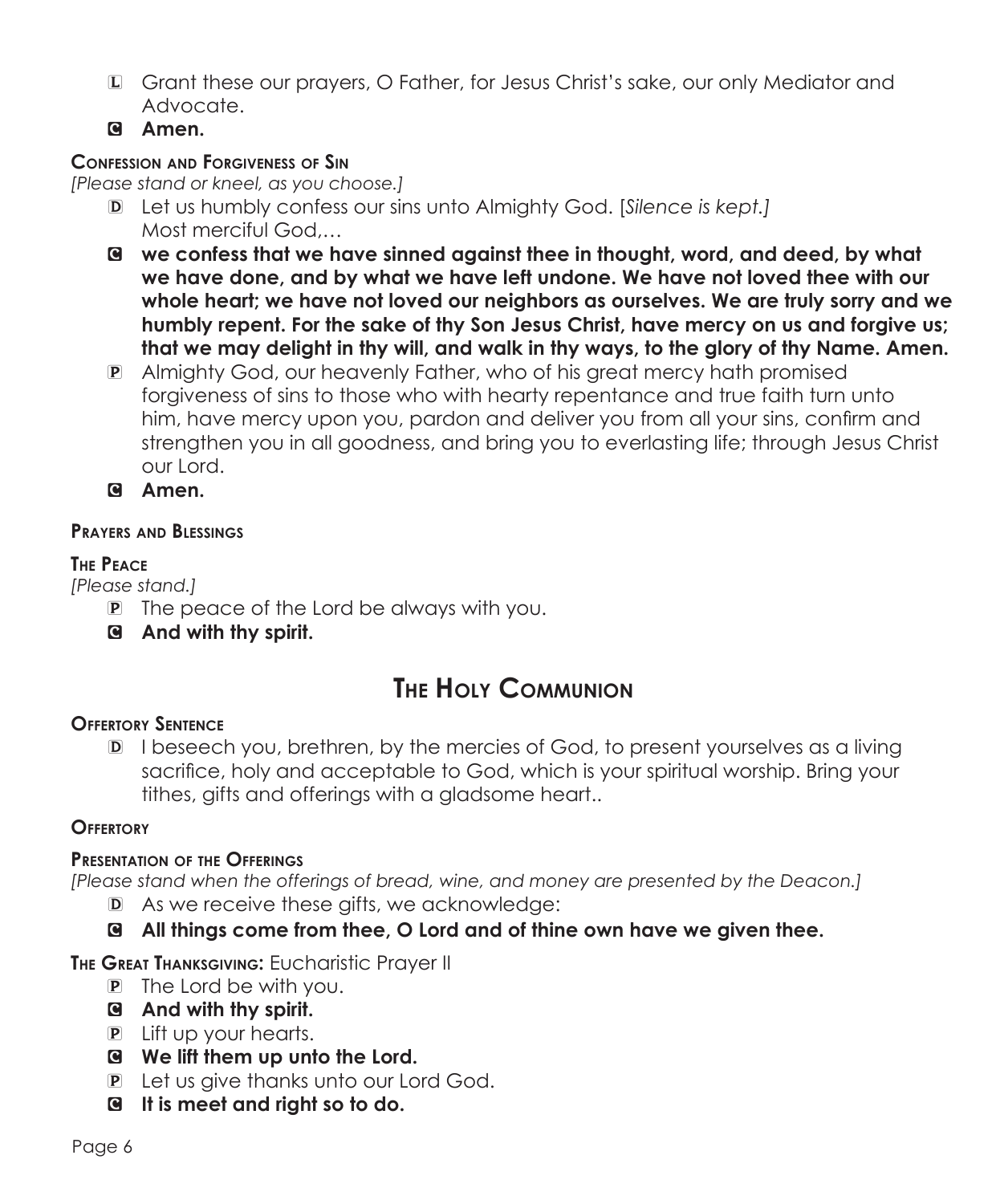L Grant these our prayers, O Father, for Jesus Christ's sake, our only Mediator and Advocate.

C **Amen.**

**Confession and Forgiveness of Sin**

*[Please stand or kneel, as you choose.]*

D Let us humbly confess our sins unto Almighty God. [*Silence is kept.]*
Most merciful God,…

C **we confess that we have sinned against thee in thought, word, and deed, by what we have done, and by what we have left undone. We have not loved thee with our whole heart; we have not loved our neighbors as ourselves. We are truly sorry and we humbly repent. For the sake of thy Son Jesus Christ, have mercy on us and forgive us; that we may delight in thy will, and walk in thy ways, to the glory of thy Name. Amen.**

P Almighty God, our heavenly Father, who of his great mercy hath promised forgiveness of sins to those who with hearty repentance and true faith turn unto him, have mercy upon you, pardon and deliver you from all your sins, confirm and strengthen you in all goodness, and bring you to everlasting life; through Jesus Christ our Lord.

C **Amen.**

**Prayers and Blessings**

**The Peace**

*[Please stand.]*

P The peace of the Lord be always with you.

C **And with thy spirit.**

# The Holy Communion

**Offertory Sentence**

D I beseech you, brethren, by the mercies of God, to present yourselves as a living sacrifice, holy and acceptable to God, which is your spiritual worship. Bring your tithes, gifts and offerings with a gladsome heart..

**Offertory**

**Presentation of the Offerings**

*[Please stand when the offerings of bread, wine, and money are presented by the Deacon.]*

D As we receive these gifts, we acknowledge:

C **All things come from thee, O Lord and of thine own have we given thee.**

**The Great Thanksgiving:** Eucharistic Prayer II

P The Lord be with you.

C **And with thy spirit.**

P Lift up your hearts.

C **We lift them up unto the Lord.**

P Let us give thanks unto our Lord God.

C **It is meet and right so to do.**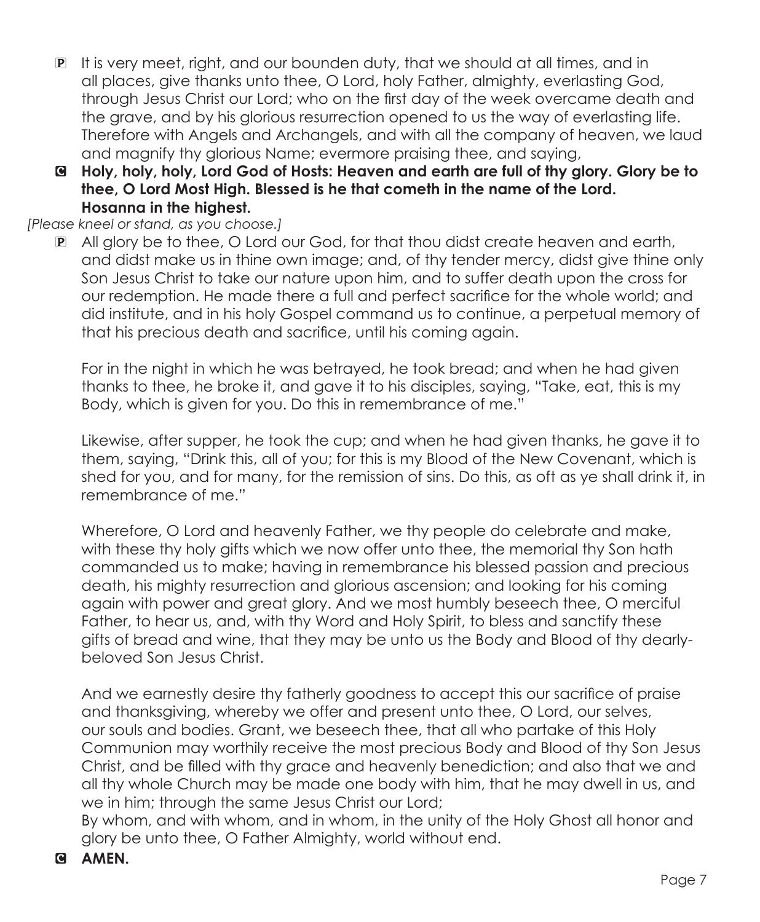P It is very meet, right, and our bounden duty, that we should at all times, and in all places, give thanks unto thee, O Lord, holy Father, almighty, everlasting God, through Jesus Christ our Lord; who on the first day of the week overcame death and the grave, and by his glorious resurrection opened to us the way of everlasting life. Therefore with Angels and Archangels, and with all the company of heaven, we laud and magnify thy glorious Name; evermore praising thee, and saying,

C **Holy, holy, holy, Lord God of Hosts: Heaven and earth are full of thy glory. Glory be to thee, O Lord Most High. Blessed is he that cometh in the name of the Lord. Hosanna in the highest.**

*[Please kneel or stand, as you choose.]*

P All glory be to thee, O Lord our God, for that thou didst create heaven and earth, and didst make us in thine own image; and, of thy tender mercy, didst give thine only Son Jesus Christ to take our nature upon him, and to suffer death upon the cross for our redemption. He made there a full and perfect sacrifice for the whole world; and did institute, and in his holy Gospel command us to continue, a perpetual memory of that his precious death and sacrifice, until his coming again.

For in the night in which he was betrayed, he took bread; and when he had given thanks to thee, he broke it, and gave it to his disciples, saying, "Take, eat, this is my Body, which is given for you. Do this in remembrance of me."

Likewise, after supper, he took the cup; and when he had given thanks, he gave it to them, saying, "Drink this, all of you; for this is my Blood of the New Covenant, which is shed for you, and for many, for the remission of sins. Do this, as oft as ye shall drink it, in remembrance of me."

Wherefore, O Lord and heavenly Father, we thy people do celebrate and make, with these thy holy gifts which we now offer unto thee, the memorial thy Son hath commanded us to make; having in remembrance his blessed passion and precious death, his mighty resurrection and glorious ascension; and looking for his coming again with power and great glory. And we most humbly beseech thee, O merciful Father, to hear us, and, with thy Word and Holy Spirit, to bless and sanctify these gifts of bread and wine, that they may be unto us the Body and Blood of thy dearly-beloved Son Jesus Christ.

And we earnestly desire thy fatherly goodness to accept this our sacrifice of praise and thanksgiving, whereby we offer and present unto thee, O Lord, our selves, our souls and bodies. Grant, we beseech thee, that all who partake of this Holy Communion may worthily receive the most precious Body and Blood of thy Son Jesus Christ, and be filled with thy grace and heavenly benediction; and also that we and all thy whole Church may be made one body with him, that he may dwell in us, and we in him; through the same Jesus Christ our Lord;
By whom, and with whom, and in whom, in the unity of the Holy Ghost all honor and glory be unto thee, O Father Almighty, world without end.

C **AMEN.**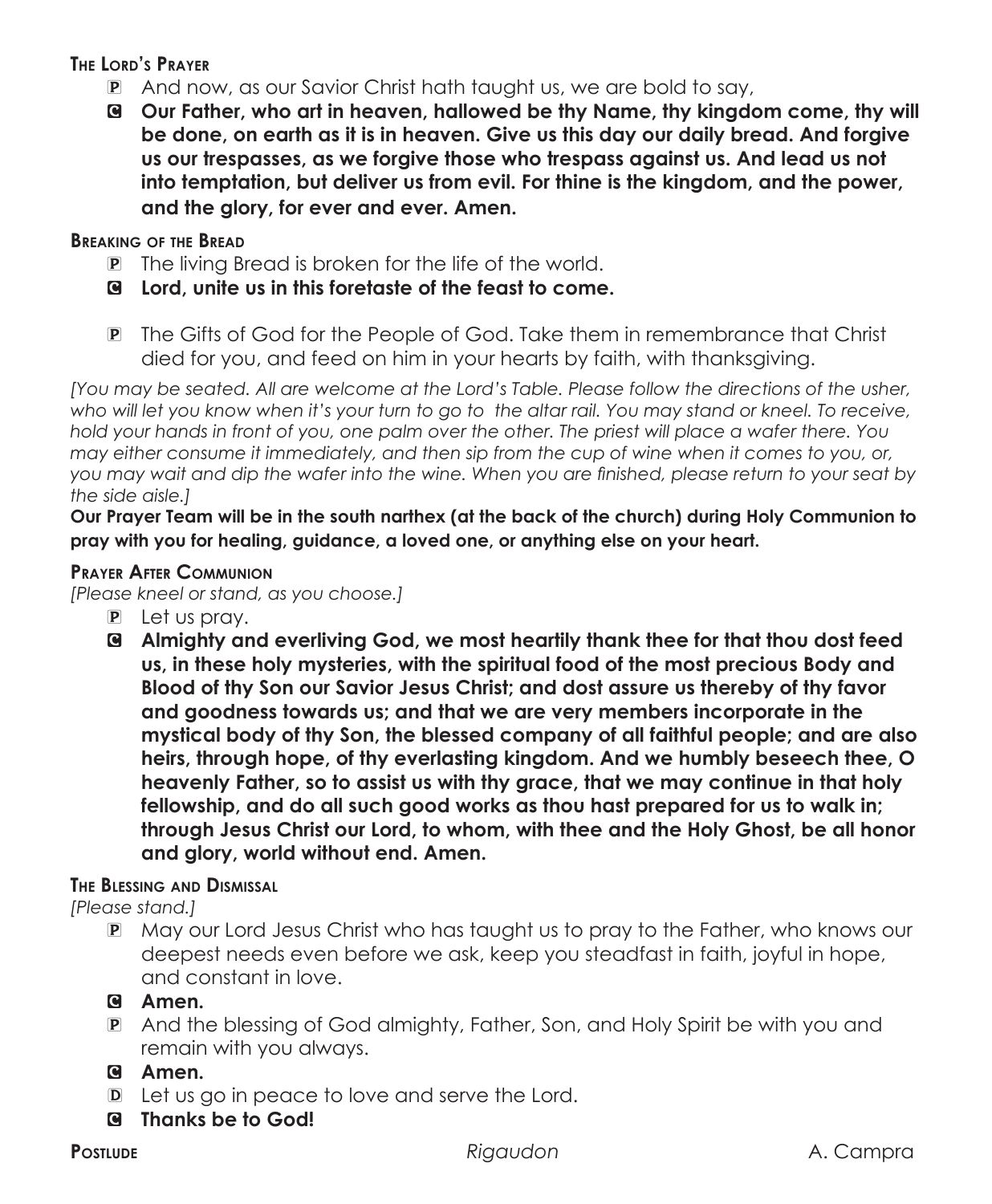### The Lord's Prayer

P And now, as our Savior Christ hath taught us, we are bold to say,

C **Our Father, who art in heaven, hallowed be thy Name, thy kingdom come, thy will be done, on earth as it is in heaven. Give us this day our daily bread. And forgive us our trespasses, as we forgive those who trespass against us. And lead us not into temptation, but deliver us from evil. For thine is the kingdom, and the power, and the glory, for ever and ever. Amen.**

### Breaking of the Bread

P The living Bread is broken for the life of the world.

C **Lord, unite us in this foretaste of the feast to come.**

P The Gifts of God for the People of God. Take them in remembrance that Christ died for you, and feed on him in your hearts by faith, with thanksgiving.

*[You may be seated. All are welcome at the Lord's Table. Please follow the directions of the usher, who will let you know when it's your turn to go to the altar rail. You may stand or kneel. To receive, hold your hands in front of you, one palm over the other. The priest will place a wafer there. You may either consume it immediately, and then sip from the cup of wine when it comes to you, or, you may wait and dip the wafer into the wine. When you are finished, please return to your seat by the side aisle.]*

**Our Prayer Team will be in the south narthex (at the back of the church) during Holy Communion to pray with you for healing, guidance, a loved one, or anything else on your heart.**

### Prayer After Communion

*[Please kneel or stand, as you choose.]*

P Let us pray.

C **Almighty and everliving God, we most heartily thank thee for that thou dost feed us, in these holy mysteries, with the spiritual food of the most precious Body and Blood of thy Son our Savior Jesus Christ; and dost assure us thereby of thy favor and goodness towards us; and that we are very members incorporate in the mystical body of thy Son, the blessed company of all faithful people; and are also heirs, through hope, of thy everlasting kingdom. And we humbly beseech thee, O heavenly Father, so to assist us with thy grace, that we may continue in that holy fellowship, and do all such good works as thou hast prepared for us to walk in; through Jesus Christ our Lord, to whom, with thee and the Holy Ghost, be all honor and glory, world without end. Amen.**

### The Blessing and Dismissal

*[Please stand.]*

P May our Lord Jesus Christ who has taught us to pray to the Father, who knows our deepest needs even before we ask, keep you steadfast in faith, joyful in hope, and constant in love.

C **Amen.**

P And the blessing of God almighty, Father, Son, and Holy Spirit be with you and remain with you always.

C **Amen.**

D Let us go in peace to love and serve the Lord.

C **Thanks be to God!**

**Postlude** *Rigaudon* A. Campra